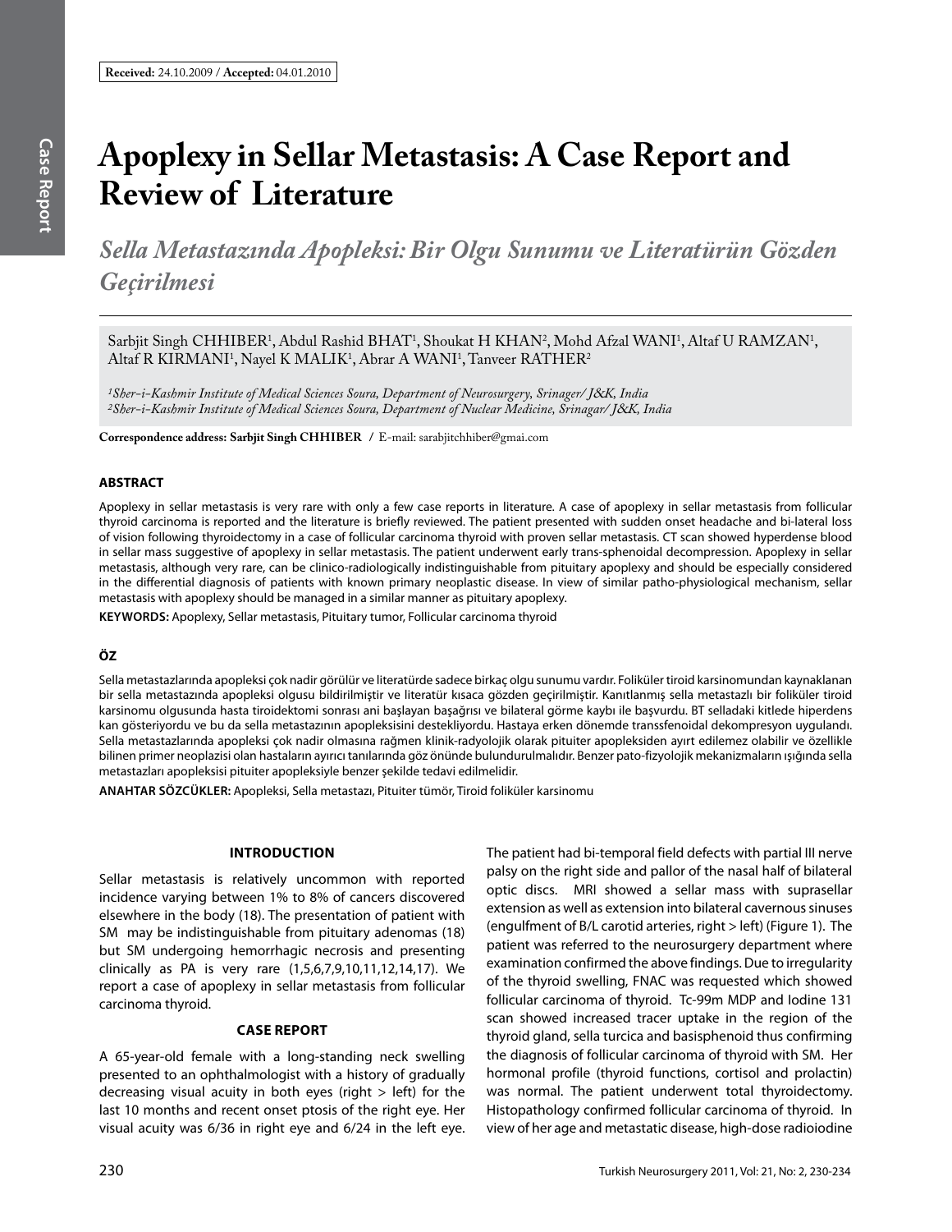**Received:** 24.10.2009 / **Accepted:** 04.01.2010

# Apoplexy in Sellar Metastasis: A Case Report and Review of Literature

## *Sella Metastazında Apopleksi: Bir Olgu Sunumu ve Literatürün Gözden Geçirilmesi*

Sarbjit Singh CHHIBER[1], Abdul Rashid BHAT[1], Shoukat H KHAN[2], Mohd Afzal WANI[1], Altaf U RAMZAN[1], Altaf R KIRMANI[1], Nayel K MALIK[1], Abrar A WANI[1], Tanveer RATHER[2]

*[1]Sher-i-Kashmir Institute of Medical Sciences Soura, Department of Neurosurgery, Srinager/ J&K, India*
*[2]Sher-i-Kashmir Institute of Medical Sciences Soura, Department of Nuclear Medicine, Srinagar/ J&K, India*

**Correspondence address: Sarbjit Singh CHHIBER** / E-mail: sarabjitchhiber@gmai.com

### ABSTRACT

Apoplexy in sellar metastasis is very rare with only a few case reports in literature. A case of apoplexy in sellar metastasis from follicular thyroid carcinoma is reported and the literature is briefly reviewed. The patient presented with sudden onset headache and bi-lateral loss of vision following thyroidectomy in a case of follicular carcinoma thyroid with proven sellar metastasis. CT scan showed hyperdense blood in sellar mass suggestive of apoplexy in sellar metastasis. The patient underwent early trans-sphenoidal decompression. Apoplexy in sellar metastasis, although very rare, can be clinico-radiologically indistinguishable from pituitary apoplexy and should be especially considered in the differential diagnosis of patients with known primary neoplastic disease. In view of similar patho-physiological mechanism, sellar metastasis with apoplexy should be managed in a similar manner as pituitary apoplexy.

**KEYWORDS:** Apoplexy, Sellar metastasis, Pituitary tumor, Follicular carcinoma thyroid

### ÖZ

Sella metastazlarında apopleksi çok nadir görülür ve literatürde sadece birkaç olgu sunumu vardır. Foliküler tiroid karsinomundan kaynaklanan bir sella metastazında apopleksi olgusu bildirilmiştir ve literatür kısaca gözden geçirilmiştir. Kanıtlanmış sella metastazlı bir foliküler tiroid karsinomu olgusunda hasta tiroidektomi sonrası ani başlayan başağrısı ve bilateral görme kaybı ile başvurdu. BT selladaki kitlede hiperdens kan gösteriyordu ve bu da sella metastazının apopleksisini destekliyordu. Hastaya erken dönemde transsfenoidal dekompresyon uygulandı. Sella metastazlarında apopleksi çok nadir olmasına rağmen klinik-radyolojik olarak pituiter apopleksiden ayırt edilemez olabilir ve özellikle bilinen primer neoplazisi olan hastaların ayırıcı tanılarında göz önünde bulundurulmalıdır. Benzer pato-fizyolojik mekanizmaların ışığında sella metastazları apopleksisi pituiter apopleksiyle benzer şekilde tedavi edilmelidir.

**ANAHTAR SÖZCÜKLER:** Apopleksi, Sella metastazı, Pituiter tümör, Tiroid foliküler karsinomu

### INTRODUCTION

Sellar metastasis is relatively uncommon with reported incidence varying between 1% to 8% of cancers discovered elsewhere in the body (18). The presentation of patient with SM may be indistinguishable from pituitary adenomas (18) but SM undergoing hemorrhagic necrosis and presenting clinically as PA is very rare (1,5,6,7,9,10,11,12,14,17). We report a case of apoplexy in sellar metastasis from follicular carcinoma thyroid.

### CASE REPORT

A 65-year-old female with a long-standing neck swelling presented to an ophthalmologist with a history of gradually decreasing visual acuity in both eyes (right > left) for the last 10 months and recent onset ptosis of the right eye. Her visual acuity was 6/36 in right eye and 6/24 in the left eye. The patient had bi-temporal field defects with partial III nerve palsy on the right side and pallor of the nasal half of bilateral optic discs. MRI showed a sellar mass with suprasellar extension as well as extension into bilateral cavernous sinuses (engulfment of B/L carotid arteries, right > left) (Figure 1). The patient was referred to the neurosurgery department where examination confirmed the above findings. Due to irregularity of the thyroid swelling, FNAC was requested which showed follicular carcinoma of thyroid. Tc-99m MDP and Iodine 131 scan showed increased tracer uptake in the region of the thyroid gland, sella turcica and basisphenoid thus confirming the diagnosis of follicular carcinoma of thyroid with SM. Her hormonal profile (thyroid functions, cortisol and prolactin) was normal. The patient underwent total thyroidectomy. Histopathology confirmed follicular carcinoma of thyroid. In view of her age and metastatic disease, high-dose radioiodine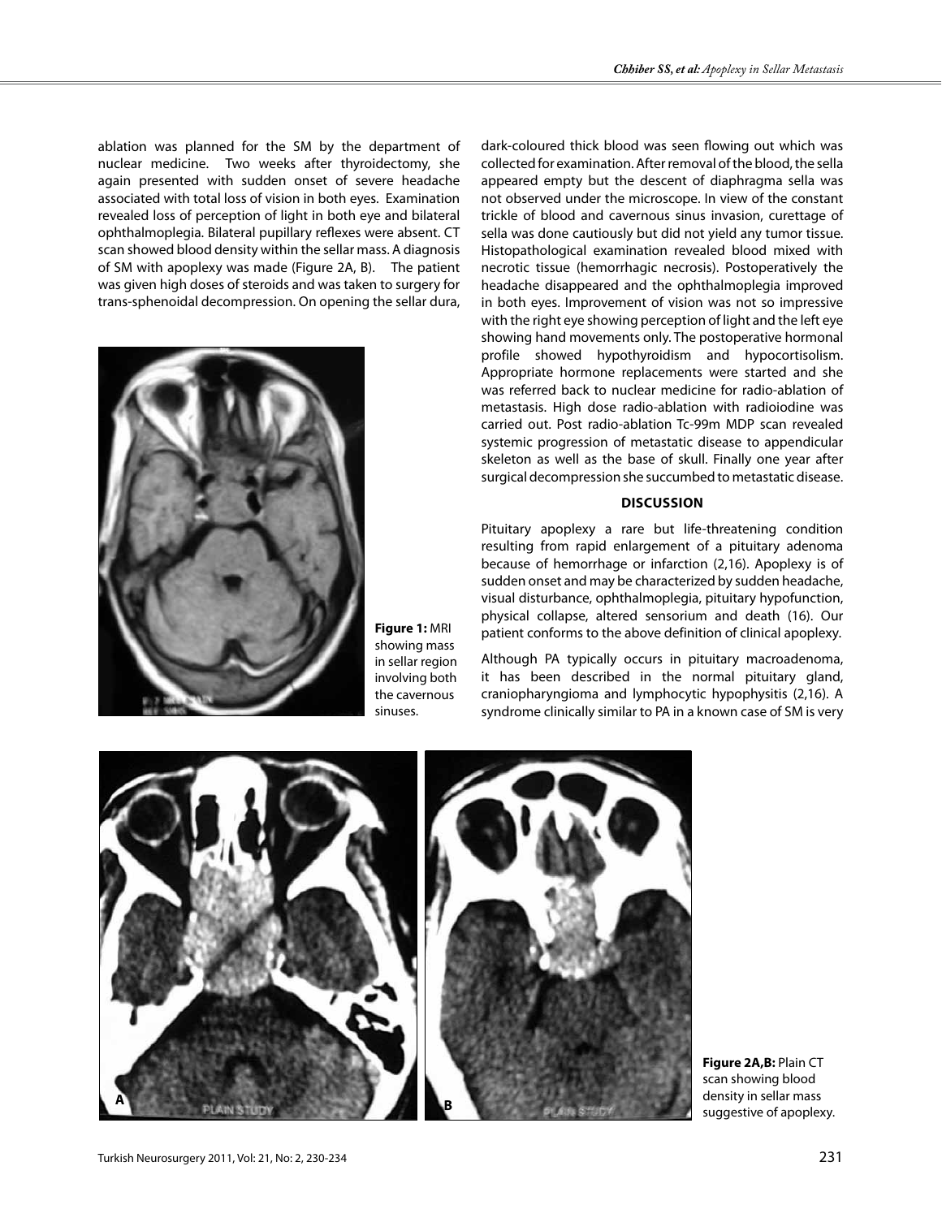ablation was planned for the SM by the department of nuclear medicine. Two weeks after thyroidectomy, she again presented with sudden onset of severe headache associated with total loss of vision in both eyes. Examination revealed loss of perception of light in both eye and bilateral ophthalmoplegia. Bilateral pupillary reflexes were absent. CT scan showed blood density within the sellar mass. A diagnosis of SM with apoplexy was made (Figure 2A, B). The patient was given high doses of steroids and was taken to surgery for trans-sphenoidal decompression. On opening the sellar dura, dark-coloured thick blood was seen flowing out which was collected for examination. After removal of the blood, the sella appeared empty but the descent of diaphragma sella was not observed under the microscope. In view of the constant trickle of blood and cavernous sinus invasion, curettage of sella was done cautiously but did not yield any tumor tissue. Histopathological examination revealed blood mixed with necrotic tissue (hemorrhagic necrosis). Postoperatively the headache disappeared and the ophthalmoplegia improved in both eyes. Improvement of vision was not so impressive with the right eye showing perception of light and the left eye showing hand movements only. The postoperative hormonal profile showed hypothyroidism and hypocortisolism. Appropriate hormone replacements were started and she was referred back to nuclear medicine for radio-ablation of metastasis. High dose radio-ablation with radioiodine was carried out. Post radio-ablation Tc-99m MDP scan revealed systemic progression of metastatic disease to appendicular skeleton as well as the base of skull. Finally one year after surgical decompression she succumbed to metastatic disease.

**Figure 1:** MRI showing mass in sellar region involving both the cavernous sinuses.

## DISCUSSION

Pituitary apoplexy a rare but life-threatening condition resulting from rapid enlargement of a pituitary adenoma because of hemorrhage or infarction (2,16). Apoplexy is of sudden onset and may be characterized by sudden headache, visual disturbance, ophthalmoplegia, pituitary hypofunction, physical collapse, altered sensorium and death (16). Our patient conforms to the above definition of clinical apoplexy.

Although PA typically occurs in pituitary macroadenoma, it has been described in the normal pituitary gland, craniopharyngioma and lymphocytic hypophysitis (2,16). A syndrome clinically similar to PA in a known case of SM is very

**Figure 2A,B:** Plain CT scan showing blood density in sellar mass suggestive of apoplexy.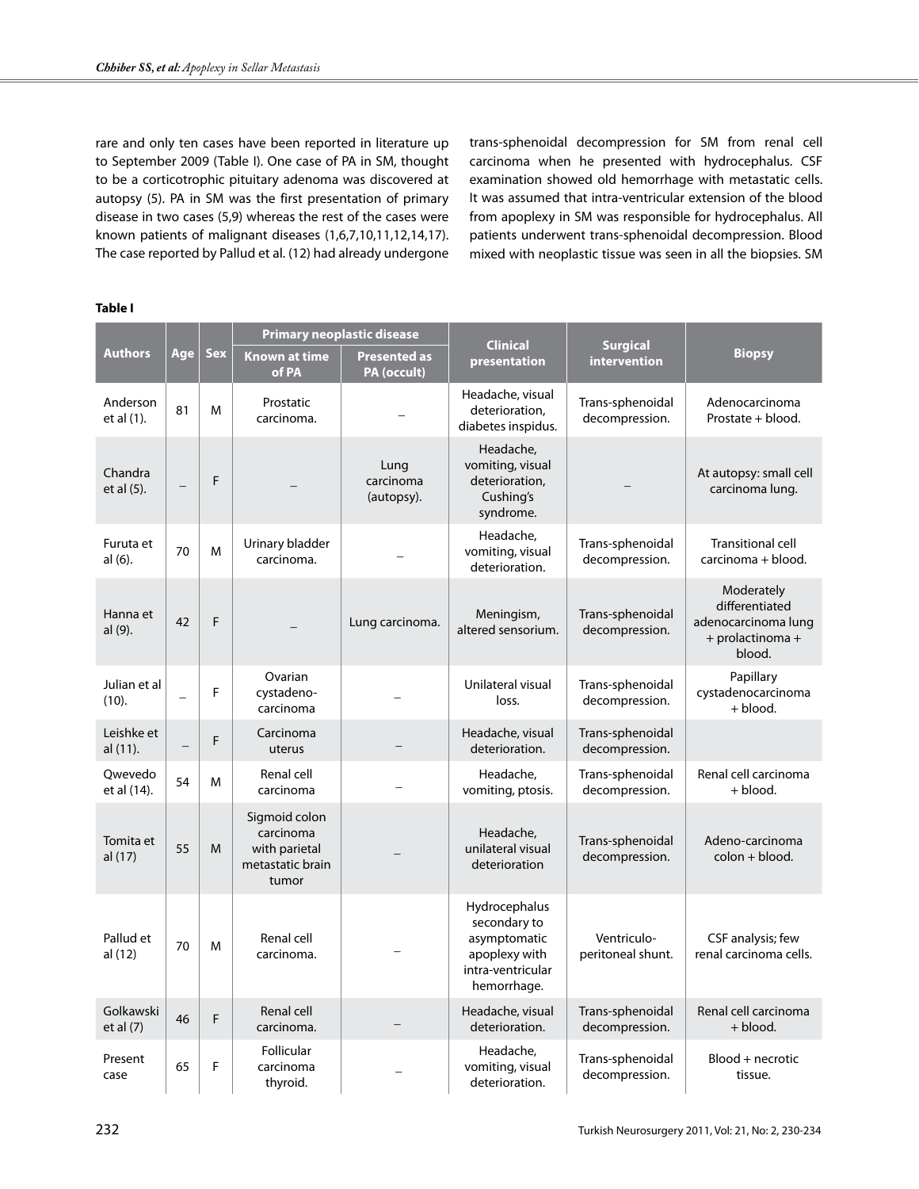rare and only ten cases have been reported in literature up to September 2009 (Table I). One case of PA in SM, thought to be a corticotrophic pituitary adenoma was discovered at autopsy (5). PA in SM was the first presentation of primary disease in two cases (5,9) whereas the rest of the cases were known patients of malignant diseases (1,6,7,10,11,12,14,17). The case reported by Pallud et al. (12) had already undergone trans-sphenoidal decompression for SM from renal cell carcinoma when he presented with hydrocephalus. CSF examination showed old hemorrhage with metastatic cells. It was assumed that intra-ventricular extension of the blood from apoplexy in SM was responsible for hydrocephalus. All patients underwent trans-sphenoidal decompression. Blood mixed with neoplastic tissue was seen in all the biopsies. SM

**Table I**

| Authors | Age | Sex | Primary neoplastic disease | | Clinical presentation | Surgical intervention | Biopsy |
|---|---|---|---|---|---|---|---|
| | | | Known at time of PA | Presented as PA (occult) | | | |
| Anderson et al (1). | 81 | M | Prostatic carcinoma. | – | Headache, visual deterioration, diabetes inspidus. | Trans-sphenoidal decompression. | Adenocarcinoma Prostate + blood. |
| Chandra et al (5). | – | F | – | Lung carcinoma (autopsy). | Headache, vomiting, visual deterioration, Cushing's syndrome. | – | At autopsy: small cell carcinoma lung. |
| Furuta et al (6). | 70 | M | Urinary bladder carcinoma. | – | Headache, vomiting, visual deterioration. | Trans-sphenoidal decompression. | Transitional cell carcinoma + blood. |
| Hanna et al (9). | 42 | F | – | Lung carcinoma. | Meningism, altered sensorium. | Trans-sphenoidal decompression. | Moderately differentiated adenocarcinoma lung + prolactinoma + blood. |
| Julian et al (10). | – | F | Ovarian cystadeno-carcinoma | – | Unilateral visual loss. | Trans-sphenoidal decompression. | Papillary cystadenocarcinoma + blood. |
| Leishke et al (11). | – | F | Carcinoma uterus | – | Headache, visual deterioration. | Trans-sphenoidal decompression. | |
| Qwevedo et al (14). | 54 | M | Renal cell carcinoma | – | Headache, vomiting, ptosis. | Trans-sphenoidal decompression. | Renal cell carcinoma + blood. |
| Tomita et al (17) | 55 | M | Sigmoid colon carcinoma with parietal metastatic brain tumor | – | Headache, unilateral visual deterioration | Trans-sphenoidal decompression. | Adeno-carcinoma colon + blood. |
| Pallud et al (12) | 70 | M | Renal cell carcinoma. | – | Hydrocephalus secondary to asymptomatic apoplexy with intra-ventricular hemorrhage. | Ventriculo-peritoneal shunt. | CSF analysis; few renal carcinoma cells. |
| Golkawski et al (7) | 46 | F | Renal cell carcinoma. | – | Headache, visual deterioration. | Trans-sphenoidal decompression. | Renal cell carcinoma + blood. |
| Present case | 65 | F | Follicular carcinoma thyroid. | – | Headache, vomiting, visual deterioration. | Trans-sphenoidal decompression. | Blood + necrotic tissue. |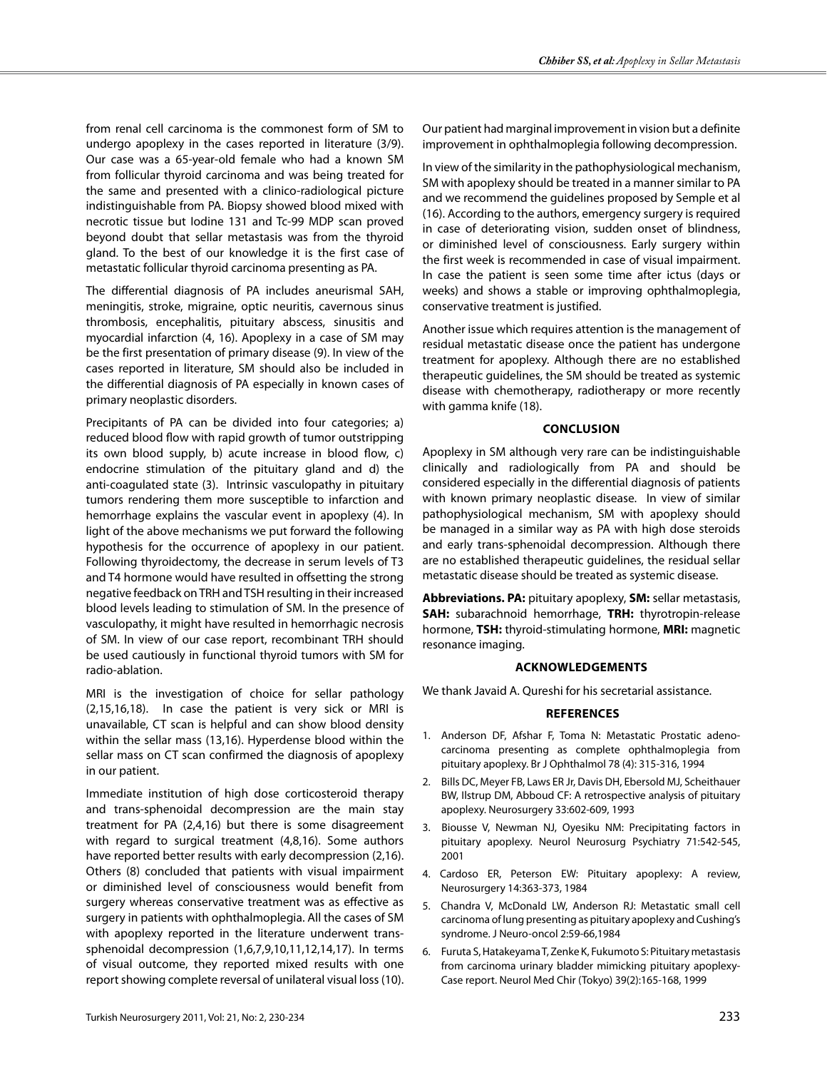from renal cell carcinoma is the commonest form of SM to undergo apoplexy in the cases reported in literature (3/9). Our case was a 65-year-old female who had a known SM from follicular thyroid carcinoma and was being treated for the same and presented with a clinico-radiological picture indistinguishable from PA. Biopsy showed blood mixed with necrotic tissue but Iodine 131 and Tc-99 MDP scan proved beyond doubt that sellar metastasis was from the thyroid gland. To the best of our knowledge it is the first case of metastatic follicular thyroid carcinoma presenting as PA.

The differential diagnosis of PA includes aneurismal SAH, meningitis, stroke, migraine, optic neuritis, cavernous sinus thrombosis, encephalitis, pituitary abscess, sinusitis and myocardial infarction (4, 16). Apoplexy in a case of SM may be the first presentation of primary disease (9). In view of the cases reported in literature, SM should also be included in the differential diagnosis of PA especially in known cases of primary neoplastic disorders.

Precipitants of PA can be divided into four categories; a) reduced blood flow with rapid growth of tumor outstripping its own blood supply, b) acute increase in blood flow, c) endocrine stimulation of the pituitary gland and d) the anti-coagulated state (3). Intrinsic vasculopathy in pituitary tumors rendering them more susceptible to infarction and hemorrhage explains the vascular event in apoplexy (4). In light of the above mechanisms we put forward the following hypothesis for the occurrence of apoplexy in our patient. Following thyroidectomy, the decrease in serum levels of T3 and T4 hormone would have resulted in offsetting the strong negative feedback on TRH and TSH resulting in their increased blood levels leading to stimulation of SM. In the presence of vasculopathy, it might have resulted in hemorrhagic necrosis of SM. In view of our case report, recombinant TRH should be used cautiously in functional thyroid tumors with SM for radio-ablation.

MRI is the investigation of choice for sellar pathology (2,15,16,18). In case the patient is very sick or MRI is unavailable, CT scan is helpful and can show blood density within the sellar mass (13,16). Hyperdense blood within the sellar mass on CT scan confirmed the diagnosis of apoplexy in our patient.

Immediate institution of high dose corticosteroid therapy and trans-sphenoidal decompression are the main stay treatment for PA (2,4,16) but there is some disagreement with regard to surgical treatment (4,8,16). Some authors have reported better results with early decompression (2,16). Others (8) concluded that patients with visual impairment or diminished level of consciousness would benefit from surgery whereas conservative treatment was as effective as surgery in patients with ophthalmoplegia. All the cases of SM with apoplexy reported in the literature underwent trans-sphenoidal decompression (1,6,7,9,10,11,12,14,17). In terms of visual outcome, they reported mixed results with one report showing complete reversal of unilateral visual loss (10). Our patient had marginal improvement in vision but a definite improvement in ophthalmoplegia following decompression.

In view of the similarity in the pathophysiological mechanism, SM with apoplexy should be treated in a manner similar to PA and we recommend the guidelines proposed by Semple et al (16). According to the authors, emergency surgery is required in case of deteriorating vision, sudden onset of blindness, or diminished level of consciousness. Early surgery within the first week is recommended in case of visual impairment. In case the patient is seen some time after ictus (days or weeks) and shows a stable or improving ophthalmoplegia, conservative treatment is justified.

Another issue which requires attention is the management of residual metastatic disease once the patient has undergone treatment for apoplexy. Although there are no established therapeutic guidelines, the SM should be treated as systemic disease with chemotherapy, radiotherapy or more recently with gamma knife (18).

## CONCLUSION

Apoplexy in SM although very rare can be indistinguishable clinically and radiologically from PA and should be considered especially in the differential diagnosis of patients with known primary neoplastic disease. In view of similar pathophysiological mechanism, SM with apoplexy should be managed in a similar way as PA with high dose steroids and early trans-sphenoidal decompression. Although there are no established therapeutic guidelines, the residual sellar metastatic disease should be treated as systemic disease.

**Abbreviations. PA:** pituitary apoplexy, **SM:** sellar metastasis, **SAH:** subarachnoid hemorrhage, **TRH:** thyrotropin-release hormone, **TSH:** thyroid-stimulating hormone, **MRI:** magnetic resonance imaging.

## ACKNOWLEDGEMENTS

We thank Javaid A. Qureshi for his secretarial assistance.

## REFERENCES

1. Anderson DF, Afshar F, Toma N: Metastatic Prostatic adenocarcinoma presenting as complete ophthalmoplegia from pituitary apoplexy. Br J Ophthalmol 78 (4): 315-316, 1994
2. Bills DC, Meyer FB, Laws ER Jr, Davis DH, Ebersold MJ, Scheithauer BW, Ilstrup DM, Abboud CF: A retrospective analysis of pituitary apoplexy. Neurosurgery 33:602-609, 1993
3. Biousse V, Newman NJ, Oyesiku NM: Precipitating factors in pituitary apoplexy. Neurol Neurosurg Psychiatry 71:542-545, 2001
4. Cardoso ER, Peterson EW: Pituitary apoplexy: A review, Neurosurgery 14:363-373, 1984
5. Chandra V, McDonald LW, Anderson RJ: Metastatic small cell carcinoma of lung presenting as pituitary apoplexy and Cushing's syndrome. J Neuro-oncol 2:59-66,1984
6. Furuta S, Hatakeyama T, Zenke K, Fukumoto S: Pituitary metastasis from carcinoma urinary bladder mimicking pituitary apoplexy-Case report. Neurol Med Chir (Tokyo) 39(2):165-168, 1999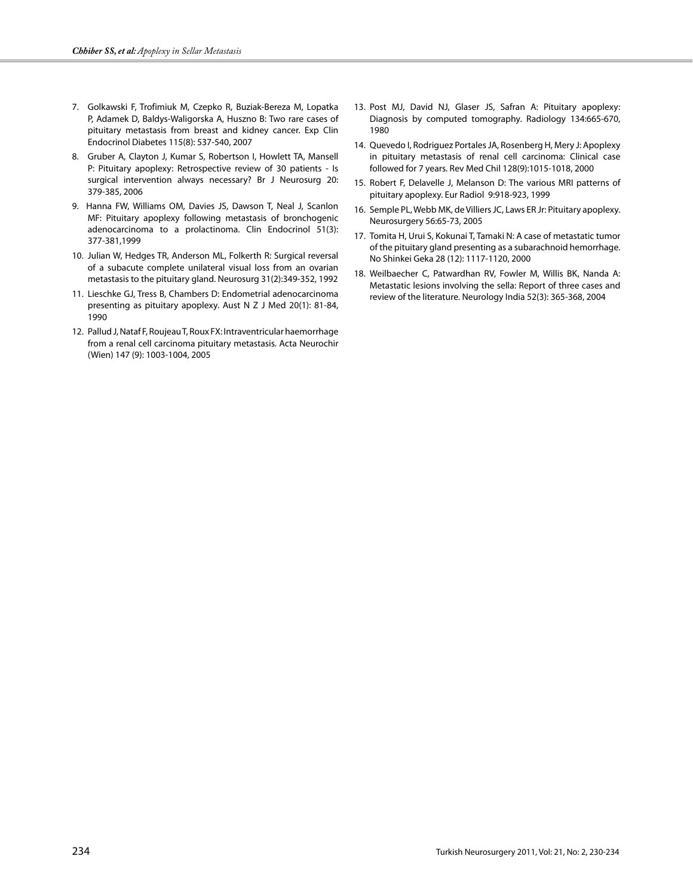7. Golkawski F, Trofimiuk M, Czepko R, Buziak-Bereza M, Lopatka P, Adamek D, Baldys-Waligorska A, Huszno B: Two rare cases of pituitary metastasis from breast and kidney cancer. Exp Clin Endocrinol Diabetes 115(8): 537-540, 2007

8. Gruber A, Clayton J, Kumar S, Robertson I, Howlett TA, Mansell P: Pituitary apoplexy: Retrospective review of 30 patients - Is surgical intervention always necessary? Br J Neurosurg 20: 379-385, 2006

9. Hanna FW, Williams OM, Davies JS, Dawson T, Neal J, Scanlon MF: Pituitary apoplexy following metastasis of bronchogenic adenocarcinoma to a prolactinoma. Clin Endocrinol 51(3): 377-381,1999

10. Julian W, Hedges TR, Anderson ML, Folkerth R: Surgical reversal of a subacute complete unilateral visual loss from an ovarian metastasis to the pituitary gland. Neurosurg 31(2):349-352, 1992

11. Lieschke GJ, Tress B, Chambers D: Endometrial adenocarcinoma presenting as pituitary apoplexy. Aust N Z J Med 20(1): 81-84, 1990

12. Pallud J, Nataf F, Roujeau T, Roux FX: Intraventricular haemorrhage from a renal cell carcinoma pituitary metastasis. Acta Neurochir (Wien) 147 (9): 1003-1004, 2005

13. Post MJ, David NJ, Glaser JS, Safran A: Pituitary apoplexy: Diagnosis by computed tomography. Radiology 134:665-670, 1980

14. Quevedo I, Rodriguez Portales JA, Rosenberg H, Mery J: Apoplexy in pituitary metastasis of renal cell carcinoma: Clinical case followed for 7 years. Rev Med Chil 128(9):1015-1018, 2000

15. Robert F, Delavelle J, Melanson D: The various MRI patterns of pituitary apoplexy. Eur Radiol 9:918-923, 1999

16. Semple PL, Webb MK, de Villiers JC, Laws ER Jr: Pituitary apoplexy. Neurosurgery 56:65-73, 2005

17. Tomita H, Urui S, Kokunai T, Tamaki N: A case of metastatic tumor of the pituitary gland presenting as a subarachnoid hemorrhage. No Shinkei Geka 28 (12): 1117-1120, 2000

18. Weilbaecher C, Patwardhan RV, Fowler M, Willis BK, Nanda A: Metastatic lesions involving the sella: Report of three cases and review of the literature. Neurology India 52(3): 365-368, 2004